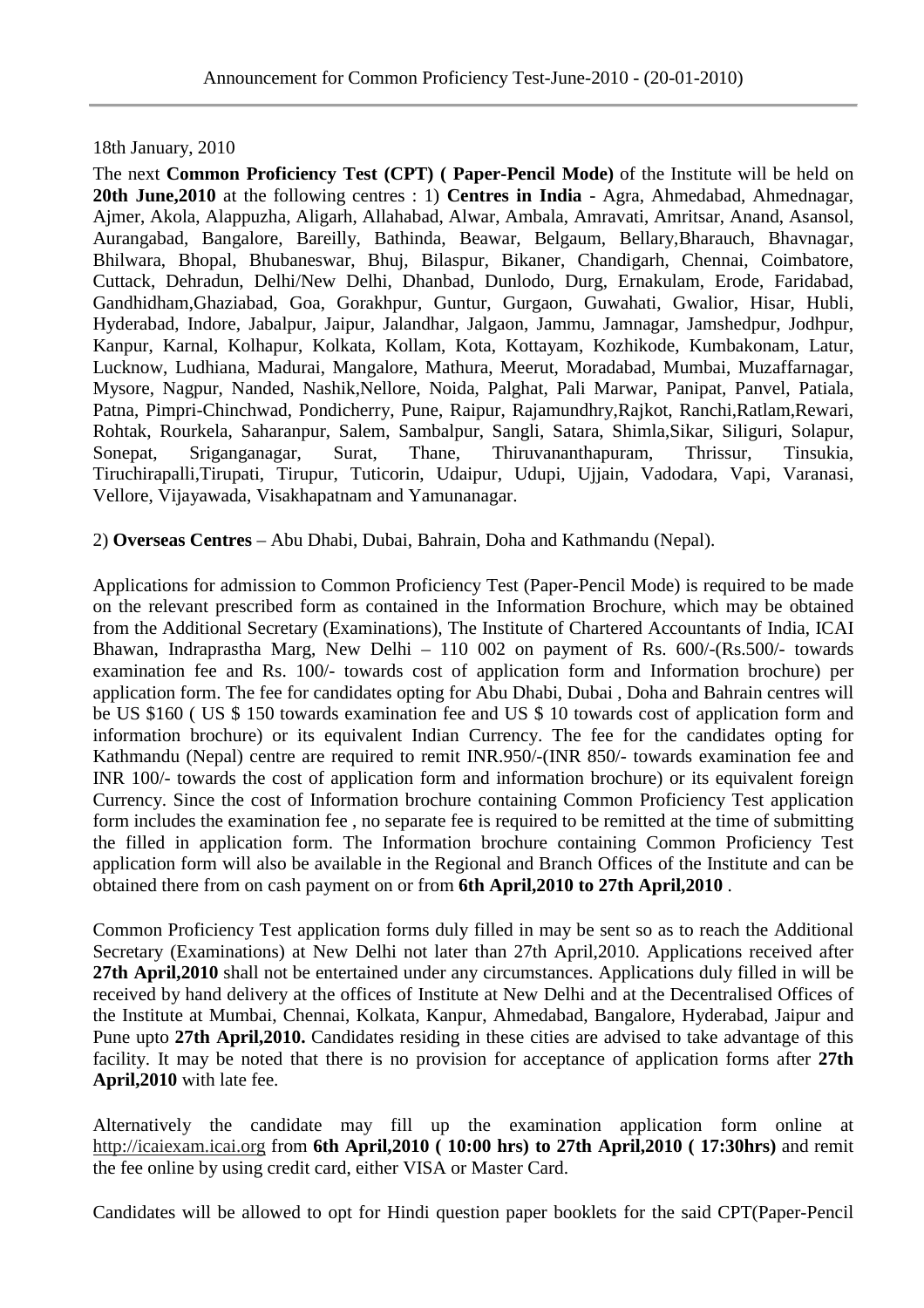18th January, 2010

The next **Common Proficiency Test (CPT) ( Paper-Pencil Mode)** of the Institute will be held on **20th June,2010** at the following centres : 1) **Centres in India** - Agra, Ahmedabad, Ahmednagar, Ajmer, Akola, Alappuzha, Aligarh, Allahabad, Alwar, Ambala, Amravati, Amritsar, Anand, Asansol, Aurangabad, Bangalore, Bareilly, Bathinda, Beawar, Belgaum, Bellary,Bharauch, Bhavnagar, Bhilwara, Bhopal, Bhubaneswar, Bhuj, Bilaspur, Bikaner, Chandigarh, Chennai, Coimbatore, Cuttack, Dehradun, Delhi/New Delhi, Dhanbad, Dunlodo, Durg, Ernakulam, Erode, Faridabad, Gandhidham,Ghaziabad, Goa, Gorakhpur, Guntur, Gurgaon, Guwahati, Gwalior, Hisar, Hubli, Hyderabad, Indore, Jabalpur, Jaipur, Jalandhar, Jalgaon, Jammu, Jamnagar, Jamshedpur, Jodhpur, Kanpur, Karnal, Kolhapur, Kolkata, Kollam, Kota, Kottayam, Kozhikode, Kumbakonam, Latur, Lucknow, Ludhiana, Madurai, Mangalore, Mathura, Meerut, Moradabad, Mumbai, Muzaffarnagar, Mysore, Nagpur, Nanded, Nashik,Nellore, Noida, Palghat, Pali Marwar, Panipat, Panvel, Patiala, Patna, Pimpri-Chinchwad, Pondicherry, Pune, Raipur, Rajamundhry,Rajkot, Ranchi,Ratlam,Rewari, Rohtak, Rourkela, Saharanpur, Salem, Sambalpur, Sangli, Satara, Shimla,Sikar, Siliguri, Solapur, Sonepat, Sriganganagar, Surat, Thane, Thiruvananthapuram, Thrissur, Tinsukia, Tiruchirapalli,Tirupati, Tirupur, Tuticorin, Udaipur, Udupi, Ujjain, Vadodara, Vapi, Varanasi, Vellore, Vijayawada, Visakhapatnam and Yamunanagar.

2) **Overseas Centres** – Abu Dhabi, Dubai, Bahrain, Doha and Kathmandu (Nepal).

Applications for admission to Common Proficiency Test (Paper-Pencil Mode) is required to be made on the relevant prescribed form as contained in the Information Brochure, which may be obtained from the Additional Secretary (Examinations), The Institute of Chartered Accountants of India, ICAI Bhawan, Indraprastha Marg, New Delhi – 110 002 on payment of Rs. 600/-(Rs.500/- towards examination fee and Rs. 100/- towards cost of application form and Information brochure) per application form. The fee for candidates opting for Abu Dhabi, Dubai , Doha and Bahrain centres will be US $160 ( US $ 150 towards examination fee and US $ 10 towards cost of application form and information brochure) or its equivalent Indian Currency. The fee for the candidates opting for Kathmandu (Nepal) centre are required to remit INR.950/-(INR 850/- towards examination fee and INR 100/- towards the cost of application form and information brochure) or its equivalent foreign Currency. Since the cost of Information brochure containing Common Proficiency Test application form includes the examination fee , no separate fee is required to be remitted at the time of submitting the filled in application form. The Information brochure containing Common Proficiency Test application form will also be available in the Regional and Branch Offices of the Institute and can be obtained there from on cash payment on or from **6th April,2010 to 27th April,2010** .

Common Proficiency Test application forms duly filled in may be sent so as to reach the Additional Secretary (Examinations) at New Delhi not later than 27th April,2010. Applications received after **27th April,2010** shall not be entertained under any circumstances. Applications duly filled in will be received by hand delivery at the offices of Institute at New Delhi and at the Decentralised Offices of the Institute at Mumbai, Chennai, Kolkata, Kanpur, Ahmedabad, Bangalore, Hyderabad, Jaipur and Pune upto **27th April,2010.** Candidates residing in these cities are advised to take advantage of this facility. It may be noted that there is no provision for acceptance of application forms after **27th April,2010** with late fee.

Alternatively the candidate may fill up the examination application form online at http://icaiexam.icai.org from **6th April,2010 ( 10:00 hrs) to 27th April,2010 ( 17:30hrs)** and remit the fee online by using credit card, either VISA or Master Card.

Candidates will be allowed to opt for Hindi question paper booklets for the said CPT(Paper-Pencil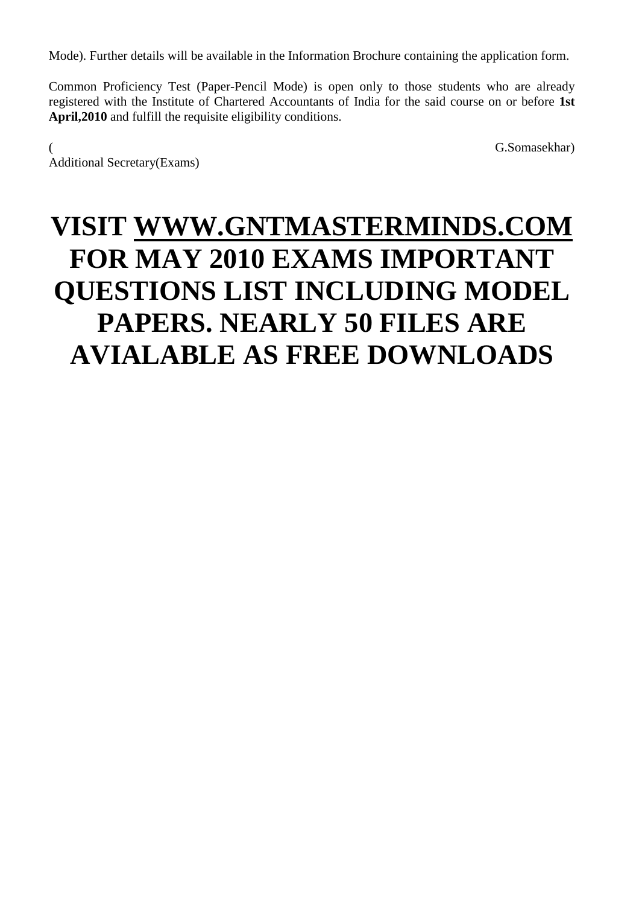Mode). Further details will be available in the Information Brochure containing the application form.

Common Proficiency Test (Paper-Pencil Mode) is open only to those students who are already registered with the Institute of Chartered Accountants of India for the said course on or before **1st April,2010** and fulfill the requisite eligibility conditions.

( G.Somasekhar)
Additional Secretary(Exams)

# VISIT WWW.GNTMASTERMINDS.COM FOR MAY 2010 EXAMS IMPORTANT QUESTIONS LIST INCLUDING MODEL PAPERS. NEARLY 50 FILES ARE AVIALABLE AS FREE DOWNLOADS